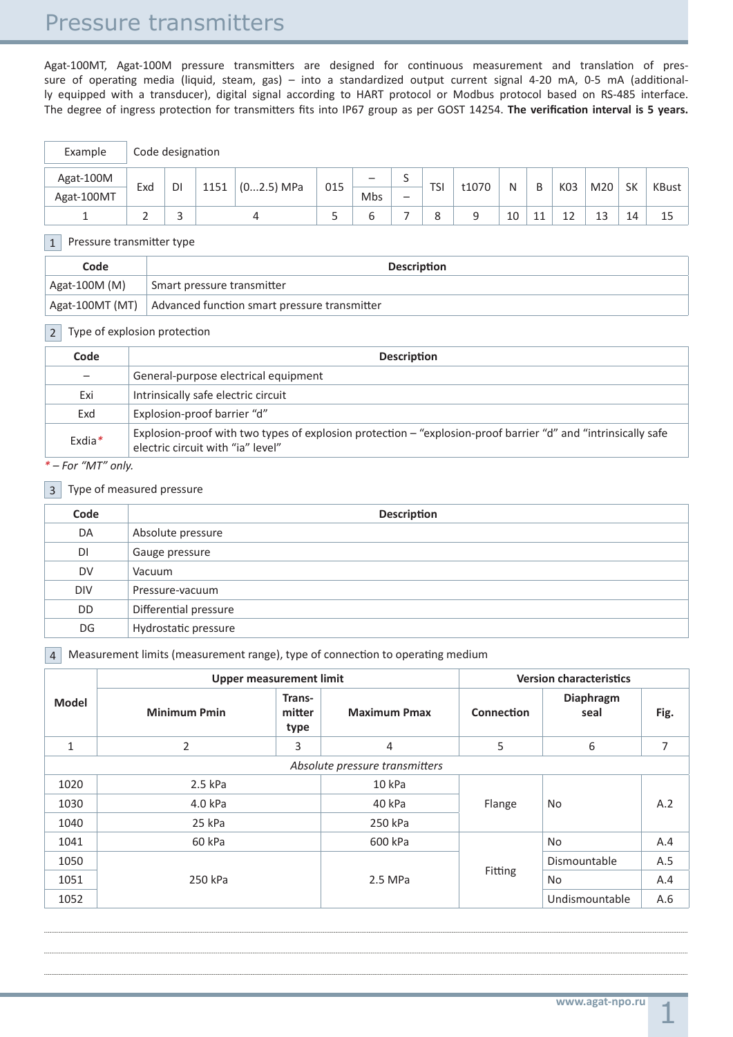# Pressure transmitters

Agat-100MT, Agat-100M pressure transmitters are designed for continuous measurement and translation of pressure of operating media (liquid, steam, gas) – into a standardized output current signal 4-20 mA, 0-5 mA (additionally equipped with a transducer), digital signal according to HART protocol or Modbus protocol based on RS-485 interface. The degree of ingress protection for transmitters fits into IP67 group as per GOST 14254. **The verification interval is 5 years.**

| Example | Code designation | | | | | | | | | | | | | | |
|---|---|---|---|---|---|---|---|---|---|---|---|---|---|---|---|
| Agat-100M | Exd | DI | 1151 | (0...2.5) MPa | 015 | – | S | TSI | t1070 | N | B | K03 | M20 | SK | KBust |
| Agat-100MT | | | | | | Mbs | – | | | | | | | | |
| 1 | 2 | 3 | 4 | | 5 | 6 | 7 | 8 | 9 | 10 | 11 | 12 | 13 | 14 | 15 |

**1** Pressure transmitter type

| Code | Description |
|---|---|
| Agat-100M (M) | Smart pressure transmitter |
| Agat-100MT (MT) | Advanced function smart pressure transmitter |

**2** Type of explosion protection

| Code | Description |
|---|---|
| – | General-purpose electrical equipment |
| Exi | Intrinsically safe electric circuit |
| Exd | Explosion-proof barrier “d” |
| Exdia* | Explosion-proof with two types of explosion protection – “explosion-proof barrier “d” and “intrinsically safe electric circuit with “ia” level” |

*\* – For “MT” only.*

**3** Type of measured pressure

| Code | Description |
|---|---|
| DA | Absolute pressure |
| DI | Gauge pressure |
| DV | Vacuum |
| DIV | Pressure-vacuum |
| DD | Differential pressure |
| DG | Hydrostatic pressure |

**4** Measurement limits (measurement range), type of connection to operating medium

| Model | Upper measurement limit | | | Version characteristics | | |
|---|---|---|---|---|---|---|
| | Minimum Pmin | Trans-mitter type | Maximum Pmax | Connection | Diaphragm seal | Fig. |
| 1 | 2 | 3 | 4 | 5 | 6 | 7 |
| *Absolute pressure transmitters* | | | | | | |
| 1020 | 2.5 kPa | | 10 kPa | Flange | No | A.2 |
| 1030 | 4.0 kPa | | 40 kPa | Flange | No | A.2 |
| 1040 | 25 kPa | | 250 kPa | Flange | No | A.2 |
| 1041 | 60 kPa | | 600 kPa | Fitting | No | A.4 |
| 1050 | 250 kPa | | 2.5 MPa | Fitting | Dismountable | A.5 |
| 1051 | 250 kPa | | 2.5 MPa | Fitting | No | A.4 |
| 1052 | 250 kPa | | 2.5 MPa | Fitting | Undismountable | A.6 |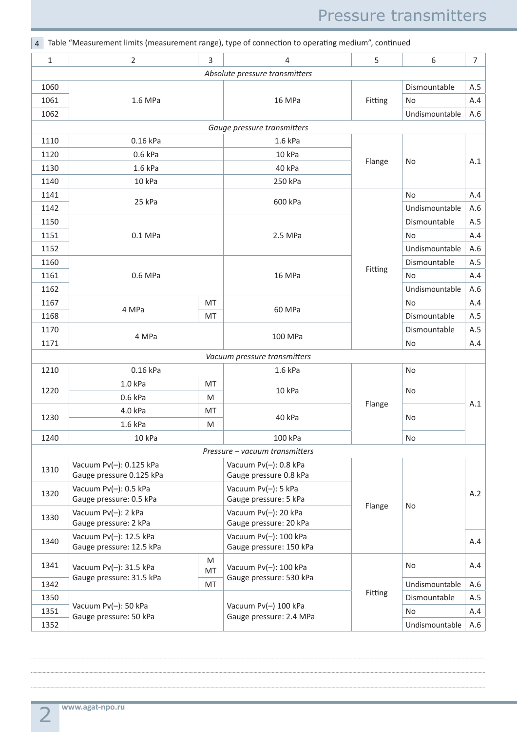4 Table "Measurement limits (measurement range), type of connection to operating medium", continued

| 1 | 2 | 3 | 4 | 5 | 6 | 7 |
|---|---|---|---|---|---|---|
| *Absolute pressure transmitters* | | | | | | |
| 1060 | 1.6 MPa | | 16 MPa | Fitting | Dismountable | A.5 |
| 1061 | | | | | No | A.4 |
| 1062 | | | | | Undismountable | A.6 |
| *Gauge pressure transmitters* | | | | | | |
| 1110 | 0.16 kPa | | 1.6 kPa | Flange | No | A.1 |
| 1120 | 0.6 kPa | | 10 kPa | | | |
| 1130 | 1.6 kPa | | 40 kPa | | | |
| 1140 | 10 kPa | | 250 kPa | | | |
| 1141 | 25 kPa | | 600 kPa | Fitting | No | A.4 |
| 1142 | | | | | Undismountable | A.6 |
| 1150 | 0.1 MPa | | 2.5 MPa | | Dismountable | A.5 |
| 1151 | | | | | No | A.4 |
| 1152 | | | | | Undismountable | A.6 |
| 1160 | 0.6 MPa | | 16 MPa | | Dismountable | A.5 |
| 1161 | | | | | No | A.4 |
| 1162 | | | | | Undismountable | A.6 |
| 1167 | 4 MPa | MT | 60 MPa | | No | A.4 |
| 1168 | | MT | | | Dismountable | A.5 |
| 1170 | 4 MPa | | 100 MPa | | Dismountable | A.5 |
| 1171 | | | | | No | A.4 |
| *Vacuum pressure transmitters* | | | | | | |
| 1210 | 0.16 kPa | | 1.6 kPa | Flange | No | A.1 |
| 1220 | 1.0 kPa | MT | 10 kPa | | No | |
| | 0.6 kPa | M | | | | |
| 1230 | 4.0 kPa | MT | 40 kPa | | No | |
| | 1.6 kPa | M | | | | |
| 1240 | 10 kPa | | 100 kPa | | No | |
| *Pressure – vacuum transmitters* | | | | | | |
| 1310 | Vacuum Pv(–): 0.125 kPa<br>Gauge pressure 0.125 kPa | | Vacuum Pv(–): 0.8 kPa<br>Gauge pressure 0.8 kPa | Flange | No | A.2 |
| 1320 | Vacuum Pv(–): 0.5 kPa<br>Gauge pressure: 0.5 kPa | | Vacuum Pv(–): 5 kPa<br>Gauge pressure: 5 kPa | | | |
| 1330 | Vacuum Pv(–): 2 kPa<br>Gauge pressure: 2 kPa | | Vacuum Pv(–): 20 kPa<br>Gauge pressure: 20 kPa | | | |
| 1340 | Vacuum Pv(–): 12.5 kPa<br>Gauge pressure: 12.5 kPa | | Vacuum Pv(–): 100 kPa<br>Gauge pressure: 150 kPa | | | A.4 |
| 1341 | Vacuum Pv(–): 31.5 kPa<br>Gauge pressure: 31.5 kPa | M<br>MT | Vacuum Pv(–): 100 kPa<br>Gauge pressure: 530 kPa | Fitting | No | A.4 |
| 1342 | | MT | | | Undismountable | A.6 |
| 1350 | Vacuum Pv(–): 50 kPa<br>Gauge pressure: 50 kPa | | Vacuum Pv(–) 100 kPa<br>Gauge pressure: 2.4 MPa | | Dismountable | A.5 |
| 1351 | | | | | No | A.4 |
| 1352 | | | | | Undismountable | A.6 |

www.agat-npo.ru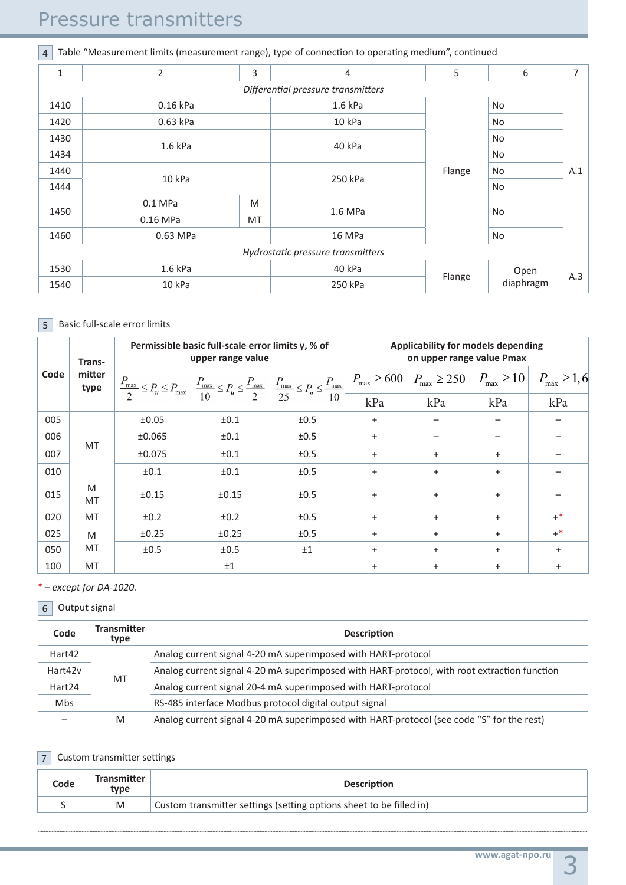## 4 Table "Measurement limits (measurement range), type of connection to operating medium", continued

| 1 | 2 | 3 | 4 | 5 | 6 | 7 |
|---|---|---|---|---|---|---|
| *Differential pressure transmitters* | | | | | | |
| 1410 | 0.16 kPa | | 1.6 kPa | Flange | No | A.1 |
| 1420 | 0.63 kPa | | 10 kPa | | No | |
| 1430 | 1.6 kPa | | 40 kPa | | No | |
| 1434 | | | | | No | |
| 1440 | 10 kPa | | 250 kPa | | No | |
| 1444 | | | | | No | |
| 1450 | 0.1 MPa | M | 1.6 MPa | | No | |
| | 0.16 MPa | MT | | | | |
| 1460 | 0.63 MPa | | 16 MPa | | No | |
| *Hydrostatic pressure transmitters* | | | | | | |
| 1530 | 1.6 kPa | | 40 kPa | Flange | Open diaphragm | A.3 |
| 1540 | 10 kPa | | 250 kPa | | | |

## 5 Basic full-scale error limits

| Code | Trans-mitter type | Permissible basic full-scale error limits γ, % of upper range value | | | Applicability for models depending on upper range value Pmax | | | |
|---|---|---|---|---|---|---|---|---|
| | | $\frac{P_{max}}{2} \le P_u \le P_{max}$ | $\frac{P_{max}}{10} \le P_u \le \frac{P_{max}}{2}$ | $\frac{P_{max}}{25} \le P_u \le \frac{P_{max}}{10}$ | $P_{max} \ge 600$ kPa | $P_{max} \ge 250$ kPa | $P_{max} \ge 10$ kPa | $P_{max} \ge 1{,}6$ kPa |
| 005 | MT | ±0.05 | ±0.1 | ±0.5 | + | – | – | – |
| 006 | MT | ±0.065 | ±0.1 | ±0.5 | + | – | – | – |
| 007 | MT | ±0.075 | ±0.1 | ±0.5 | + | + | + | – |
| 010 | MT | ±0.1 | ±0.1 | ±0.5 | + | + | + | – |
| 015 | M MT | ±0.15 | ±0.15 | ±0.5 | + | + | + | – |
| 020 | MT | ±0.2 | ±0.2 | ±0.5 | + | + | + | +* |
| 025 | M MT | ±0.25 | ±0.25 | ±0.5 | + | + | + | +* |
| 050 | M MT | ±0.5 | ±0.5 | ±1 | + | + | + | + |
| 100 | MT | ±1 | | | + | + | + | + |

*\* – except for DA-1020.*

## 6 Output signal

| Code | Transmitter type | Description |
|---|---|---|
| Hart42 | MT | Analog current signal 4-20 mA superimposed with HART-protocol |
| Hart42v | MT | Analog current signal 4-20 mA superimposed with HART-protocol, with root extraction function |
| Hart24 | MT | Analog current signal 20-4 mA superimposed with HART-protocol |
| Mbs | MT | RS-485 interface Modbus protocol digital output signal |
| – | M | Analog current signal 4-20 mA superimposed with HART-protocol (see code "S" for the rest) |

## 7 Custom transmitter settings

| Code | Transmitter type | Description |
|---|---|---|
| S | M | Custom transmitter settings (setting options sheet to be filled in) |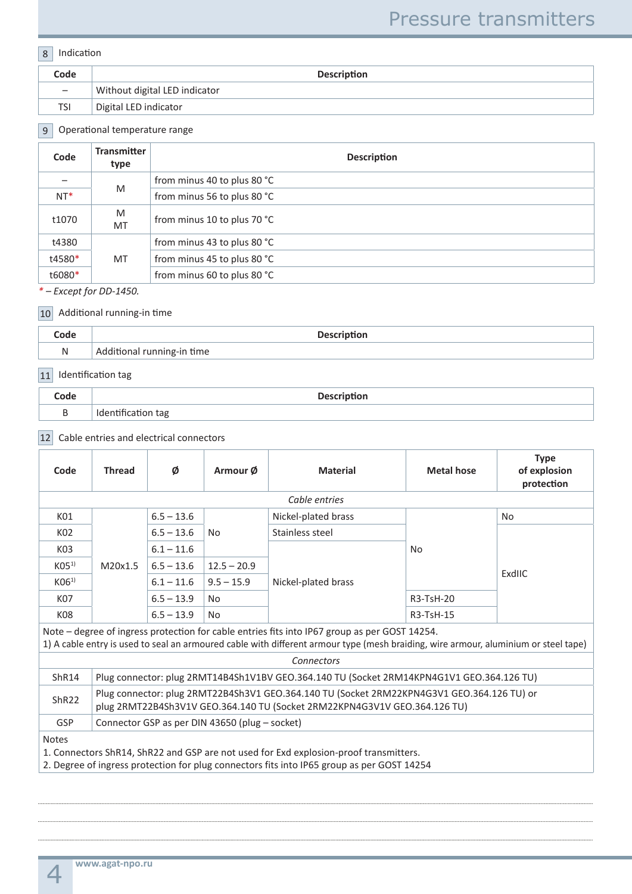## 8 Indication

| Code | Description |
|---|---|
| – | Without digital LED indicator |
| TSI | Digital LED indicator |

## 9 Operational temperature range

| Code | Transmitter type | Description |
|---|---|---|
| – | M | from minus 40 to plus 80 °C |
| NT* | M | from minus 56 to plus 80 °C |
| t1070 | M MT | from minus 10 to plus 70 °C |
| t4380 | MT | from minus 43 to plus 80 °C |
| t4580* | MT | from minus 45 to plus 80 °C |
| t6080* | MT | from minus 60 to plus 80 °C |

*\* – Except for DD-1450.*

## 10 Additional running-in time

| Code | Description |
|---|---|
| N | Additional running-in time |

## 11 Identification tag

| Code | Description |
|---|---|
| B | Identification tag |

## 12 Cable entries and electrical connectors

| Code | Thread | Ø | Armour Ø | Material | Metal hose | Type of explosion protection |
|---|---|---|---|---|---|---|
| *Cable entries* | | | | | | |
| K01 | M20x1.5 | 6.5 – 13.6 | No | Nickel-plated brass | No | No |
| K02 | M20x1.5 | 6.5 – 13.6 | No | Stainless steel | No | ExdIIC |
| K03 | M20x1.5 | 6.1 – 11.6 | No | Nickel-plated brass | No | ExdIIC |
| K05[1] | M20x1.5 | 6.5 – 13.6 | 12.5 – 20.9 | Nickel-plated brass | No | ExdIIC |
| K06[1] | M20x1.5 | 6.1 – 11.6 | 9.5 – 15.9 | Nickel-plated brass | No | ExdIIC |
| K07 | M20x1.5 | 6.5 – 13.9 | No | Nickel-plated brass | R3-TsH-20 | ExdIIC |
| K08 | M20x1.5 | 6.5 – 13.9 | No | Nickel-plated brass | R3-TsH-15 | ExdIIC |

Note – degree of ingress protection for cable entries fits into IP67 group as per GOST 14254.
1) A cable entry is used to seal an armoured cable with different armour type (mesh braiding, wire armour, aluminium or steel tape)

| Code | Connectors |
|---|---|
| ShR14 | Plug connector: plug 2RMT14B4Sh1V1BV GEO.364.140 TU (Socket 2RM14KPN4G1V1 GEO.364.126 TU) |
| ShR22 | Plug connector: plug 2RMT22B4Sh3V1 GEO.364.140 TU (Socket 2RM22KPN4G3V1 GEO.364.126 TU) or plug 2RMT22B4Sh3V1V GEO.364.140 TU (Socket 2RM22KPN4G3V1V GEO.364.126 TU) |
| GSP | Connector GSP as per DIN 43650 (plug – socket) |

Notes
1. Connectors ShR14, ShR22 and GSP are not used for Exd explosion-proof transmitters.
2. Degree of ingress protection for plug connectors fits into IP65 group as per GOST 14254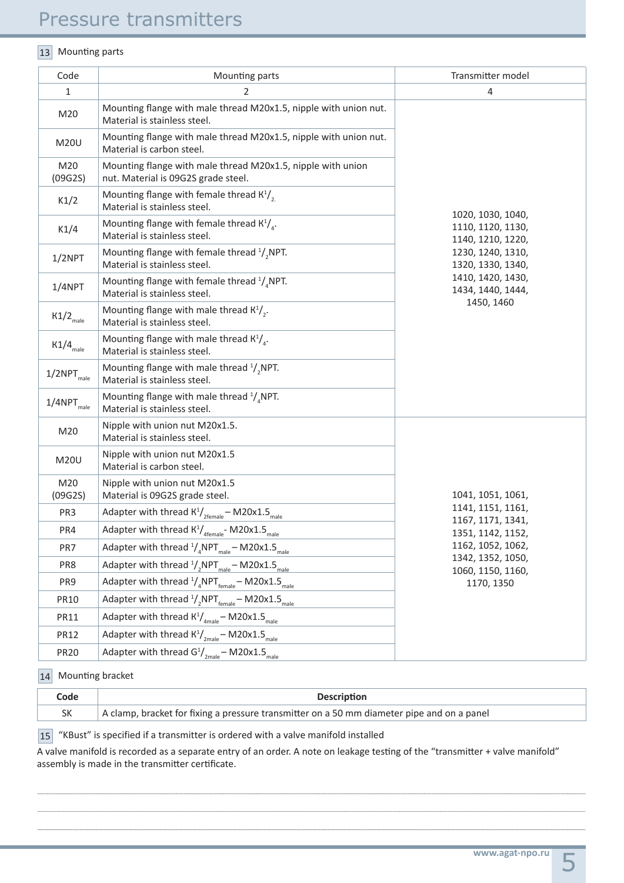13 Mounting parts

| Code | Mounting parts | Transmitter model |
|---|---|---|
| 1 | 2 | 4 |
| M20 | Mounting flange with male thread M20x1.5, nipple with union nut. Material is stainless steel. | 1020, 1030, 1040, 1110, 1120, 1130, 1140, 1210, 1220, 1230, 1240, 1310, 1320, 1330, 1340, 1410, 1420, 1430, 1434, 1440, 1444, 1450, 1460 |
| M20U | Mounting flange with male thread M20x1.5, nipple with union nut. Material is carbon steel. | |
| M20 (09G2S) | Mounting flange with male thread M20x1.5, nipple with union nut. Material is 09G2S grade steel. | |
| K1/2 | Mounting flange with female thread K$^1/_2$. Material is stainless steel. | |
| K1/4 | Mounting flange with female thread K$^1/_4$. Material is stainless steel. | |
| 1/2NPT | Mounting flange with female thread $^1/_2$NPT. Material is stainless steel. | |
| 1/4NPT | Mounting flange with female thread $^1/_4$NPT. Material is stainless steel. | |
| K1/2$_{male}$ | Mounting flange with male thread K$^1/_2$. Material is stainless steel. | |
| K1/4$_{male}$ | Mounting flange with male thread K$^1/_4$. Material is stainless steel. | |
| 1/2NPT$_{male}$ | Mounting flange with male thread $^1/_2$NPT. Material is stainless steel. | |
| 1/4NPT$_{male}$ | Mounting flange with male thread $^1/_4$NPT. Material is stainless steel. | |
| M20 | Nipple with union nut M20x1.5. Material is stainless steel. | 1041, 1051, 1061, 1141, 1151, 1161, 1167, 1171, 1341, 1351, 1142, 1152, 1162, 1052, 1062, 1342, 1352, 1050, 1060, 1150, 1160, 1170, 1350 |
| M20U | Nipple with union nut M20x1.5 Material is carbon steel. | |
| M20 (09G2S) | Nipple with union nut M20x1.5 Material is 09G2S grade steel. | |
| PR3 | Adapter with thread K$^1/_{2female}$ – M20x1.5$_{male}$ | |
| PR4 | Adapter with thread K$^1/_{4female}$- M20x1.5$_{male}$ | |
| PR7 | Adapter with thread $^1/_4$NPT$_{male}$ – M20x1.5$_{male}$ | |
| PR8 | Adapter with thread $^1/_2$NPT$_{male}$ – M20x1.5$_{male}$ | |
| PR9 | Adapter with thread $^1/_4$NPT$_{female}$ – M20x1.5$_{male}$ | |
| PR10 | Adapter with thread $^1/_2$NPT$_{female}$ – M20x1.5$_{male}$ | |
| PR11 | Adapter with thread K$^1/_{4male}$ – M20x1.5$_{male}$ | |
| PR12 | Adapter with thread K$^1/_{2male}$ – M20x1.5$_{male}$ | |
| PR20 | Adapter with thread G$^1/_{2male}$ – M20x1.5$_{male}$ | |

14 Mounting bracket

| Code | Description |
|---|---|
| SK | A clamp, bracket for fixing a pressure transmitter on a 50 mm diameter pipe and on a panel |

15 "KBust" is specified if a transmitter is ordered with a valve manifold installed

A valve manifold is recorded as a separate entry of an order. A note on leakage testing of the "transmitter + valve manifold" assembly is made in the transmitter certificate.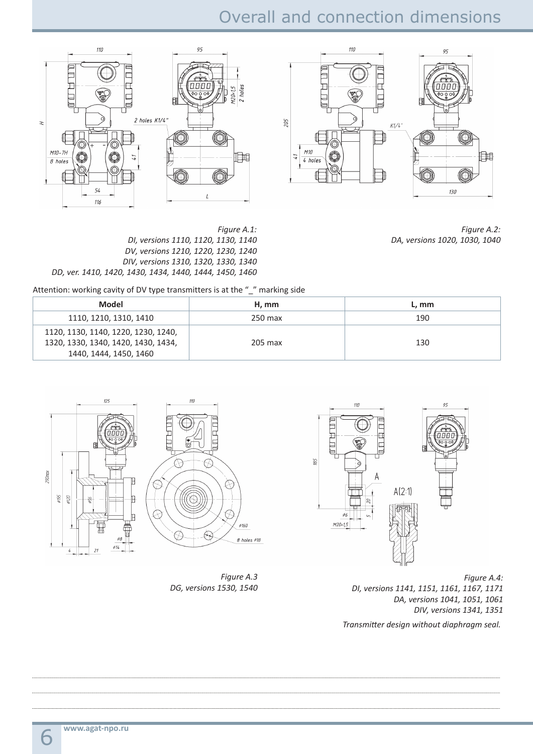# Overall and connection dimensions

*Figure A.1:*
*DI, versions 1110, 1120, 1130, 1140*
*DV, versions 1210, 1220, 1230, 1240*
*DIV, versions 1310, 1320, 1330, 1340*
*DD, ver. 1410, 1420, 1430, 1434, 1440, 1444, 1450, 1460*

*Figure A.2:*
*DA, versions 1020, 1030, 1040*

Attention: working cavity of DV type transmitters is at the "_" marking side

| Model | H, mm | L, mm |
|---|---|---|
| 1110, 1210, 1310, 1410 | 250 max | 190 |
| 1120, 1130, 1140, 1220, 1230, 1240, 1320, 1330, 1340, 1420, 1430, 1434, 1440, 1444, 1450, 1460 | 205 max | 130 |

*Figure A.3*
*DG, versions 1530, 1540*

*Figure A.4:*
*DI, versions 1141, 1151, 1161, 1167, 1171*
*DA, versions 1041, 1051, 1061*
*DIV, versions 1341, 1351*

*Transmitter design without diaphragm seal.*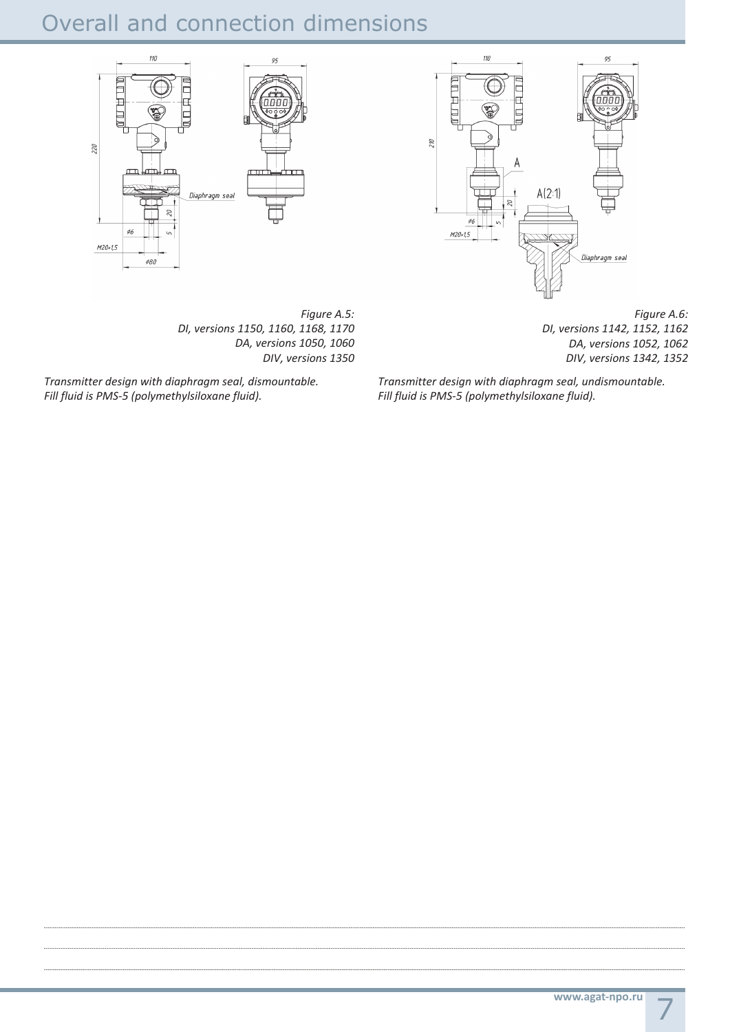# Overall and connection dimensions

110

95

220

Diaphragm seal

20

5

ϕ6

M20×1,5

ϕ80

*Figure A.5:*
*DI, versions 1150, 1160, 1168, 1170*
*DA, versions 1050, 1060*
*DIV, versions 1350*

*Transmitter design with diaphragm seal, dismountable.*
*Fill fluid is PMS-5 (polymethylsiloxane fluid).*

110

95

210

A

A(2:1)

20

5

ϕ6

M20×1,5

Diaphragm seal

*Figure A.6:*
*DI, versions 1142, 1152, 1162*
*DA, versions 1052, 1062*
*DIV, versions 1342, 1352*

*Transmitter design with diaphragm seal, undismountable.*
*Fill fluid is PMS-5 (polymethylsiloxane fluid).*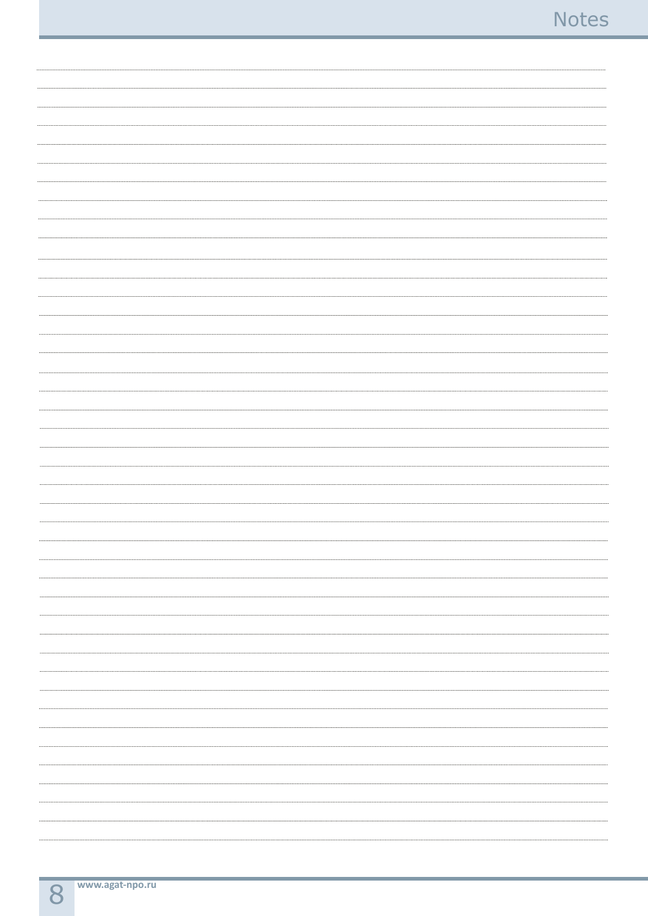# Notes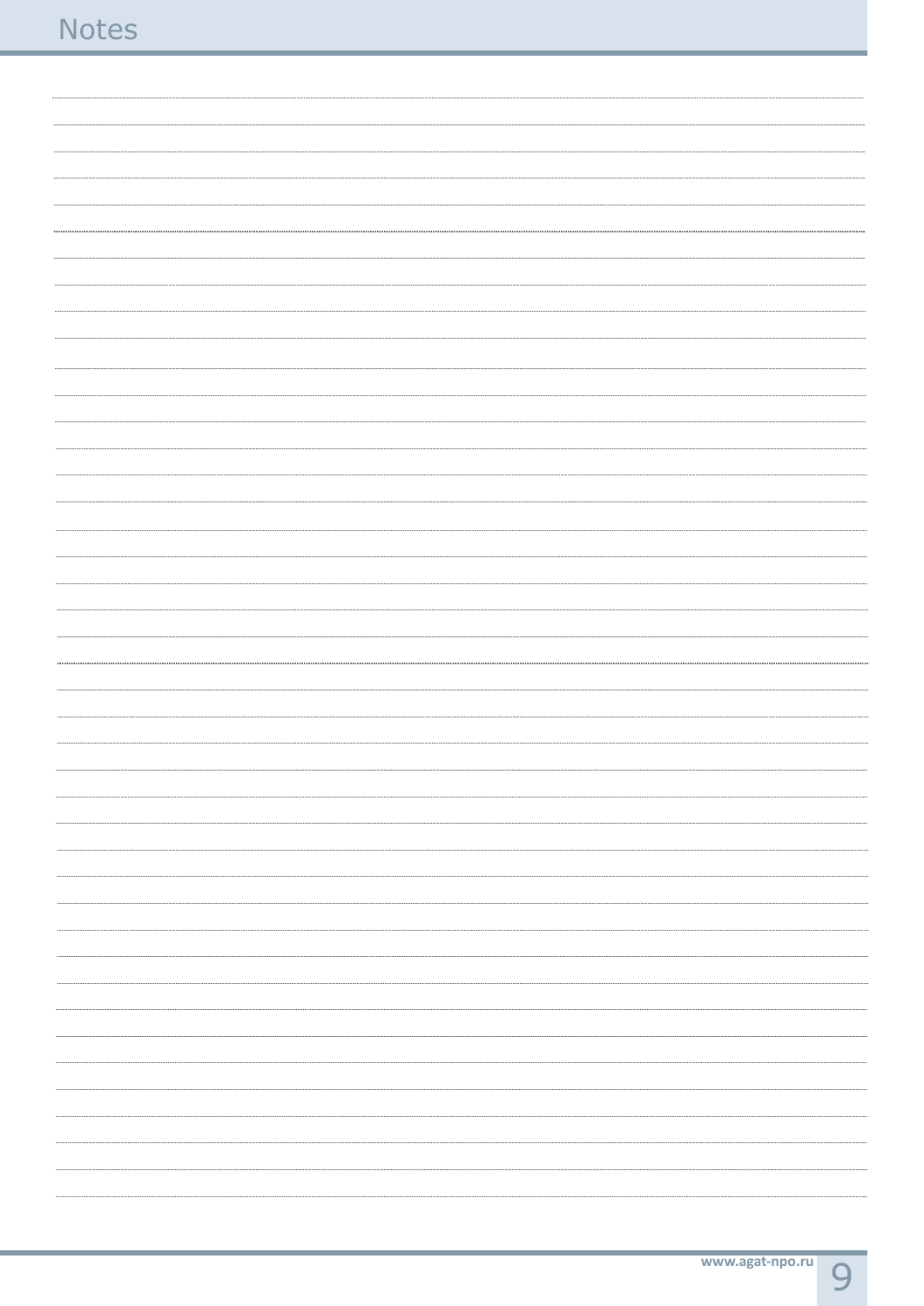# Notes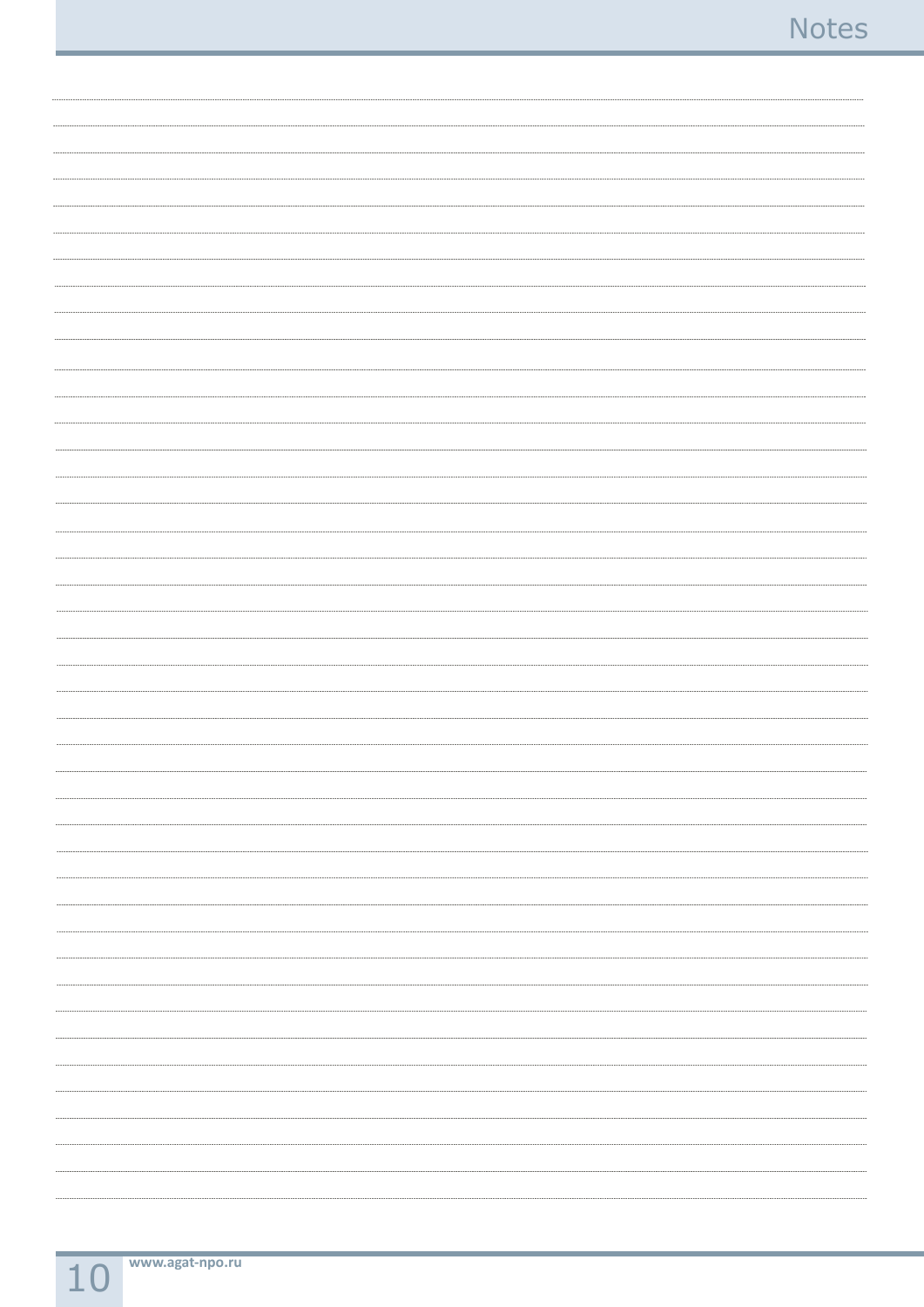# Notes